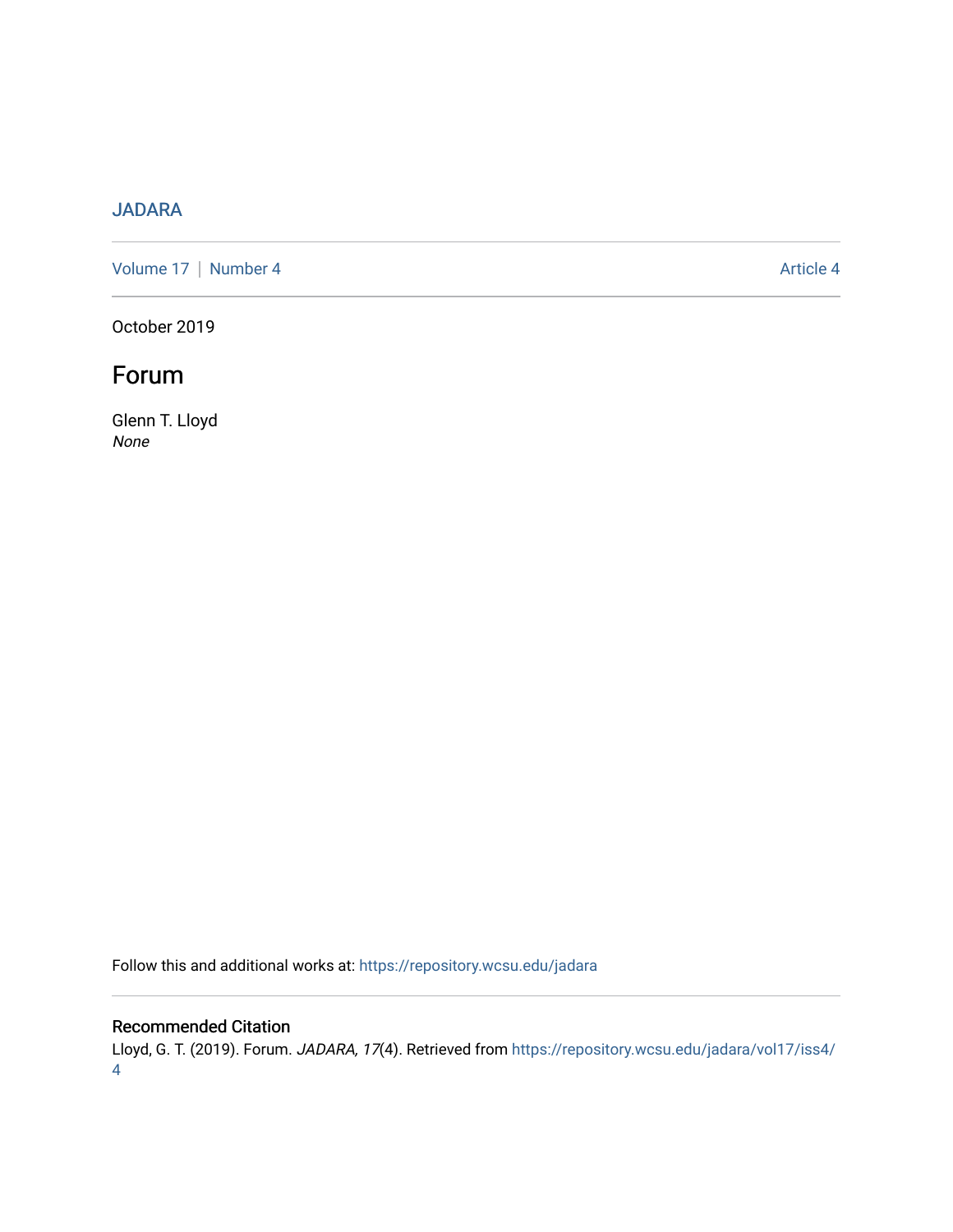JADARA

Volume 17 | Number 4 Article 4

October 2019

# Forum

Glenn T. Lloyd
*None*

Follow this and additional works at: https://repository.wcsu.edu/jadara

## Recommended Citation

Lloyd, G. T. (2019). Forum. *JADARA, 17*(4). Retrieved from https://repository.wcsu.edu/jadara/vol17/iss4/4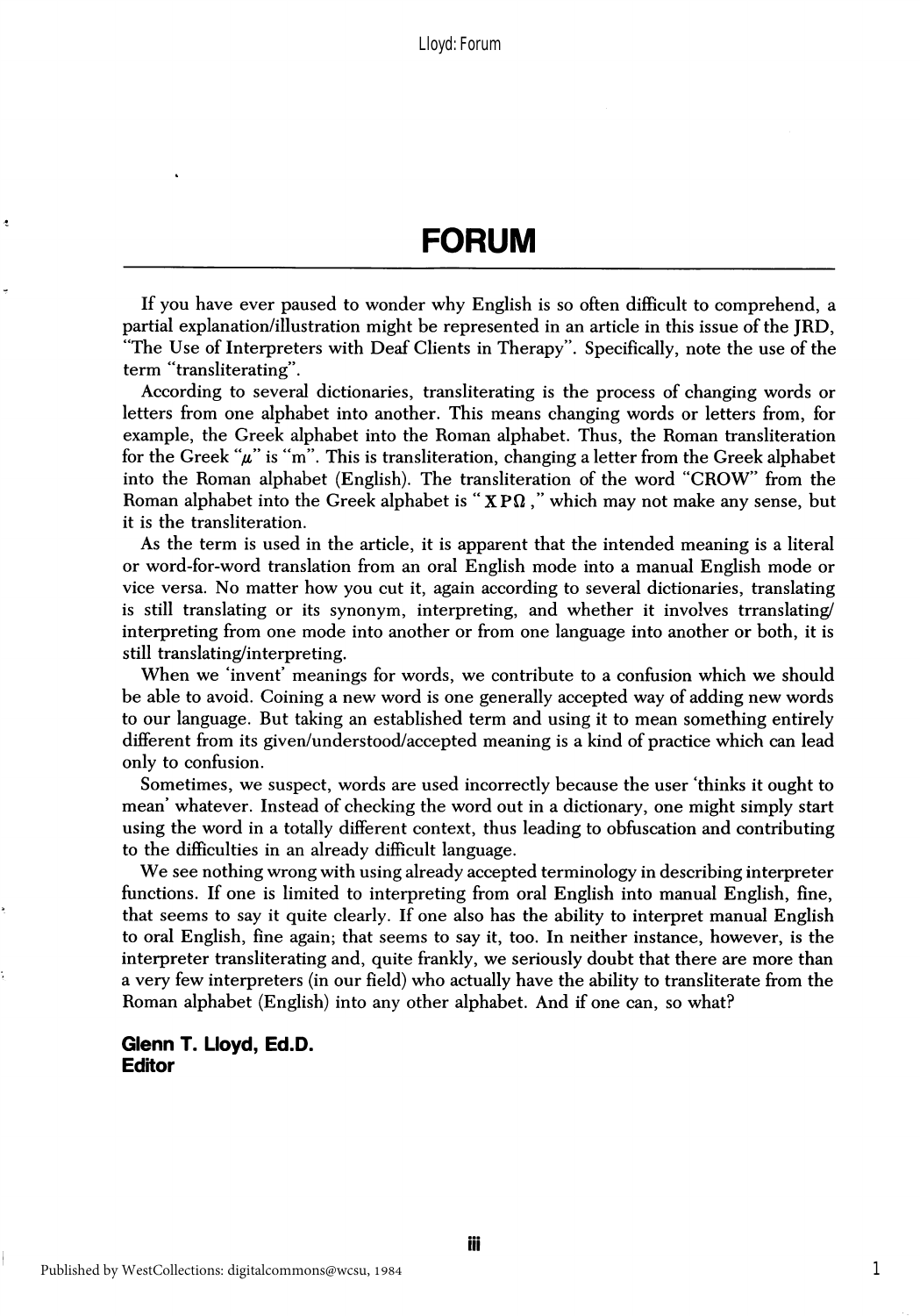# FORUM

If you have ever paused to wonder why English is so often difficult to comprehend, a partial explanation/illustration might be represented in an article in this issue of the JRD, "The Use of Interpreters with Deaf Clients in Therapy". Specifically, note the use of the term "transliterating".

According to several dictionaries, transliterating is the process of changing words or letters from one alphabet into another. This means changing words or letters from, for example, the Greek alphabet into the Roman alphabet. Thus, the Roman transliteration for the Greek "$\mu$" is "m". This is transliteration, changing a letter from the Greek alphabet into the Roman alphabet (English). The transliteration of the word "CROW" from the Roman alphabet into the Greek alphabet is "ΧΡΩ," which may not make any sense, but it is the transliteration.

As the term is used in the article, it is apparent that the intended meaning is a literal or word-for-word translation from an oral English mode into a manual English mode or vice versa. No matter how you cut it, again according to several dictionaries, translating is still translating or its synonym, interpreting, and whether it involves trranslating/interpreting from one mode into another or from one language into another or both, it is still translating/interpreting.

When we 'invent' meanings for words, we contribute to a confusion which we should be able to avoid. Coining a new word is one generally accepted way of adding new words to our language. But taking an established term and using it to mean something entirely different from its given/understood/accepted meaning is a kind of practice which can lead only to confusion.

Sometimes, we suspect, words are used incorrectly because the user 'thinks it ought to mean' whatever. Instead of checking the word out in a dictionary, one might simply start using the word in a totally different context, thus leading to obfuscation and contributing to the difficulties in an already difficult language.

We see nothing wrong with using already accepted terminology in describing interpreter functions. If one is limited to interpreting from oral English into manual English, fine, that seems to say it quite clearly. If one also has the ability to interpret manual English to oral English, fine again; that seems to say it, too. In neither instance, however, is the interpreter transliterating and, quite frankly, we seriously doubt that there are more than a very few interpreters (in our field) who actually have the ability to transliterate from the Roman alphabet (English) into any other alphabet. And if one can, so what?

**Glenn T. Lloyd, Ed.D.**
**Editor**